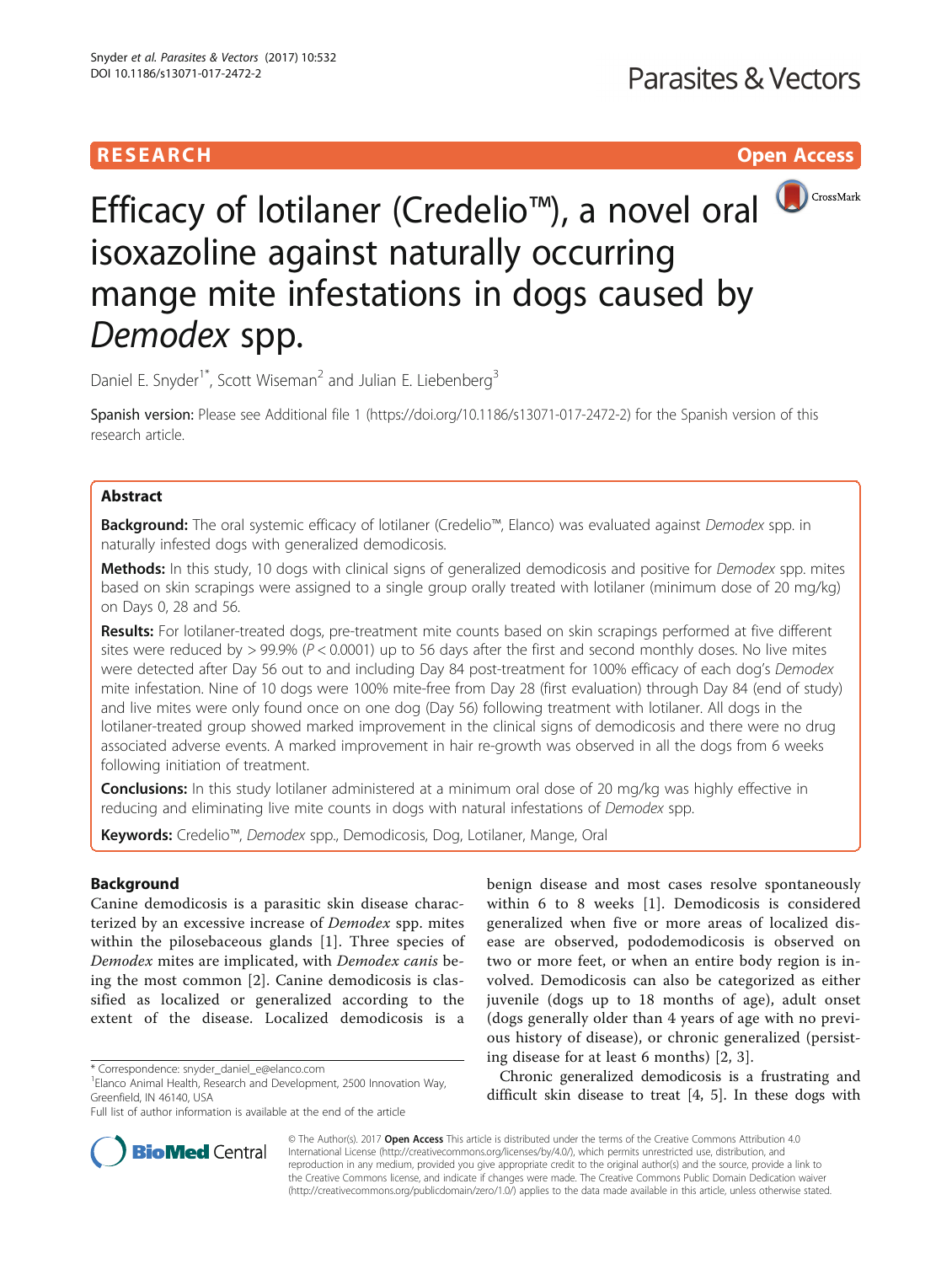RESEARCH Open Access

# Efficacy of lotilaner (Credelio™), a novel oral isoxazoline against naturally occurring mange mite infestations in dogs caused by *Demodex* spp.

Daniel E. Snyder[1*], Scott Wiseman[2] and Julian E. Liebenberg[3]

Spanish version: Please see Additional file 1 (https://doi.org/10.1186/s13071-017-2472-2) for the Spanish version of this research article.

## Abstract

**Background:** The oral systemic efficacy of lotilaner (Credelio™, Elanco) was evaluated against *Demodex* spp. in naturally infested dogs with generalized demodicosis.

**Methods:** In this study, 10 dogs with clinical signs of generalized demodicosis and positive for *Demodex* spp. mites based on skin scrapings were assigned to a single group orally treated with lotilaner (minimum dose of 20 mg/kg) on Days 0, 28 and 56.

**Results:** For lotilaner-treated dogs, pre-treatment mite counts based on skin scrapings performed at five different sites were reduced by > 99.9% ($P < 0.0001$) up to 56 days after the first and second monthly doses. No live mites were detected after Day 56 out to and including Day 84 post-treatment for 100% efficacy of each dog's *Demodex* mite infestation. Nine of 10 dogs were 100% mite-free from Day 28 (first evaluation) through Day 84 (end of study) and live mites were only found once on one dog (Day 56) following treatment with lotilaner. All dogs in the lotilaner-treated group showed marked improvement in the clinical signs of demodicosis and there were no drug associated adverse events. A marked improvement in hair re-growth was observed in all the dogs from 6 weeks following initiation of treatment.

**Conclusions:** In this study lotilaner administered at a minimum oral dose of 20 mg/kg was highly effective in reducing and eliminating live mite counts in dogs with natural infestations of *Demodex* spp.

**Keywords:** Credelio™, *Demodex* spp., Demodicosis, Dog, Lotilaner, Mange, Oral

## Background

Canine demodicosis is a parasitic skin disease characterized by an excessive increase of *Demodex* spp. mites within the pilosebaceous glands [1]. Three species of *Demodex* mites are implicated, with *Demodex canis* being the most common [2]. Canine demodicosis is classified as localized or generalized according to the extent of the disease. Localized demodicosis is a benign disease and most cases resolve spontaneously within 6 to 8 weeks [1]. Demodicosis is considered generalized when five or more areas of localized disease are observed, pododemodicosis is observed on two or more feet, or when an entire body region is involved. Demodicosis can also be categorized as either juvenile (dogs up to 18 months of age), adult onset (dogs generally older than 4 years of age with no previous history of disease), or chronic generalized (persisting disease for at least 6 months) [2, 3].

Chronic generalized demodicosis is a frustrating and difficult skin disease to treat [4, 5]. In these dogs with

\* Correspondence: snyder_daniel_e@elanco.com
[1]Elanco Animal Health, Research and Development, 2500 Innovation Way, Greenfield, IN 46140, USA
Full list of author information is available at the end of the article

© The Author(s). 2017 **Open Access** This article is distributed under the terms of the Creative Commons Attribution 4.0 International License (http://creativecommons.org/licenses/by/4.0/), which permits unrestricted use, distribution, and reproduction in any medium, provided you give appropriate credit to the original author(s) and the source, provide a link to the Creative Commons license, and indicate if changes were made. The Creative Commons Public Domain Dedication waiver (http://creativecommons.org/publicdomain/zero/1.0/) applies to the data made available in this article, unless otherwise stated.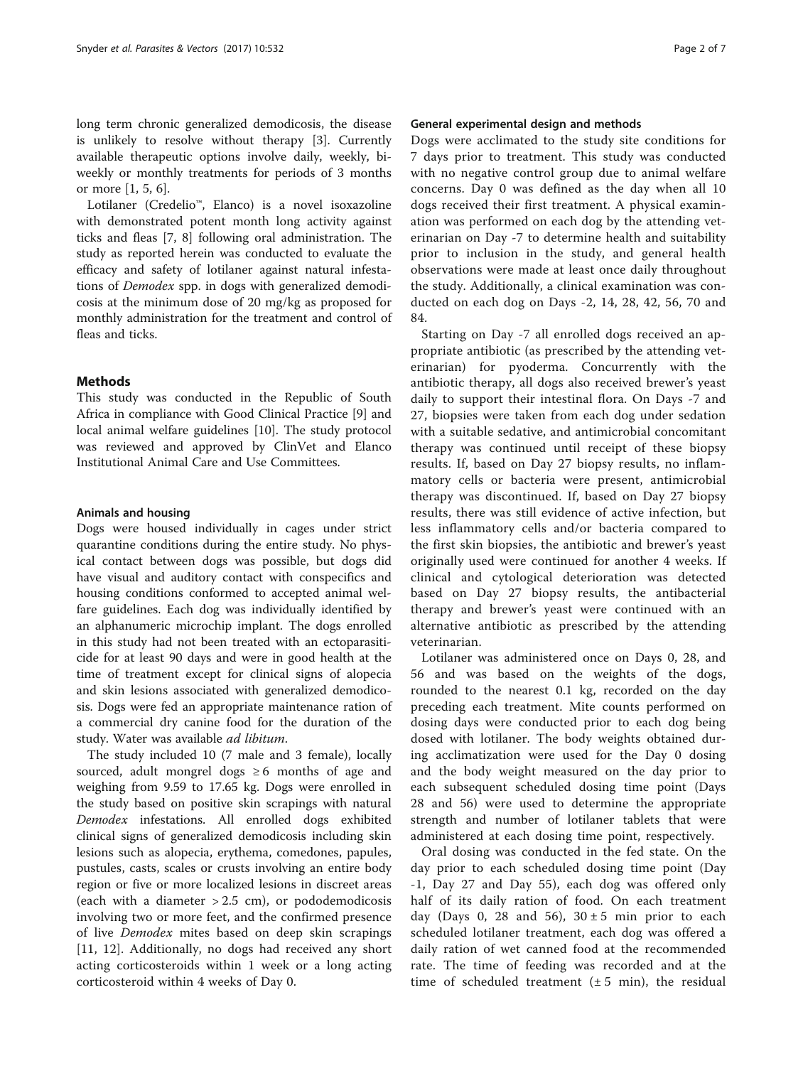long term chronic generalized demodicosis, the disease is unlikely to resolve without therapy [3]. Currently available therapeutic options involve daily, weekly, bi-weekly or monthly treatments for periods of 3 months or more [1, 5, 6].

Lotilaner (Credelio™, Elanco) is a novel isoxazoline with demonstrated potent month long activity against ticks and fleas [7, 8] following oral administration. The study as reported herein was conducted to evaluate the efficacy and safety of lotilaner against natural infestations of *Demodex* spp. in dogs with generalized demodicosis at the minimum dose of 20 mg/kg as proposed for monthly administration for the treatment and control of fleas and ticks.

## Methods

This study was conducted in the Republic of South Africa in compliance with Good Clinical Practice [9] and local animal welfare guidelines [10]. The study protocol was reviewed and approved by ClinVet and Elanco Institutional Animal Care and Use Committees.

### Animals and housing

Dogs were housed individually in cages under strict quarantine conditions during the entire study. No physical contact between dogs was possible, but dogs did have visual and auditory contact with conspecifics and housing conditions conformed to accepted animal welfare guidelines. Each dog was individually identified by an alphanumeric microchip implant. The dogs enrolled in this study had not been treated with an ectoparasiticide for at least 90 days and were in good health at the time of treatment except for clinical signs of alopecia and skin lesions associated with generalized demodicosis. Dogs were fed an appropriate maintenance ration of a commercial dry canine food for the duration of the study. Water was available *ad libitum*.

The study included 10 (7 male and 3 female), locally sourced, adult mongrel dogs ≥ 6 months of age and weighing from 9.59 to 17.65 kg. Dogs were enrolled in the study based on positive skin scrapings with natural *Demodex* infestations. All enrolled dogs exhibited clinical signs of generalized demodicosis including skin lesions such as alopecia, erythema, comedones, papules, pustules, casts, scales or crusts involving an entire body region or five or more localized lesions in discreet areas (each with a diameter > 2.5 cm), or pododemodicosis involving two or more feet, and the confirmed presence of live *Demodex* mites based on deep skin scrapings [11, 12]. Additionally, no dogs had received any short acting corticosteroids within 1 week or a long acting corticosteroid within 4 weeks of Day 0.

### General experimental design and methods

Dogs were acclimated to the study site conditions for 7 days prior to treatment. This study was conducted with no negative control group due to animal welfare concerns. Day 0 was defined as the day when all 10 dogs received their first treatment. A physical examination was performed on each dog by the attending veterinarian on Day -7 to determine health and suitability prior to inclusion in the study, and general health observations were made at least once daily throughout the study. Additionally, a clinical examination was conducted on each dog on Days -2, 14, 28, 42, 56, 70 and 84.

Starting on Day -7 all enrolled dogs received an appropriate antibiotic (as prescribed by the attending veterinarian) for pyoderma. Concurrently with the antibiotic therapy, all dogs also received brewer's yeast daily to support their intestinal flora. On Days -7 and 27, biopsies were taken from each dog under sedation with a suitable sedative, and antimicrobial concomitant therapy was continued until receipt of these biopsy results. If, based on Day 27 biopsy results, no inflammatory cells or bacteria were present, antimicrobial therapy was discontinued. If, based on Day 27 biopsy results, there was still evidence of active infection, but less inflammatory cells and/or bacteria compared to the first skin biopsies, the antibiotic and brewer's yeast originally used were continued for another 4 weeks. If clinical and cytological deterioration was detected based on Day 27 biopsy results, the antibacterial therapy and brewer's yeast were continued with an alternative antibiotic as prescribed by the attending veterinarian.

Lotilaner was administered once on Days 0, 28, and 56 and was based on the weights of the dogs, rounded to the nearest 0.1 kg, recorded on the day preceding each treatment. Mite counts performed on dosing days were conducted prior to each dog being dosed with lotilaner. The body weights obtained during acclimatization were used for the Day 0 dosing and the body weight measured on the day prior to each subsequent scheduled dosing time point (Days 28 and 56) were used to determine the appropriate strength and number of lotilaner tablets that were administered at each dosing time point, respectively.

Oral dosing was conducted in the fed state. On the day prior to each scheduled dosing time point (Day -1, Day 27 and Day 55), each dog was offered only half of its daily ration of food. On each treatment day (Days 0, 28 and 56), 30 ± 5 min prior to each scheduled lotilaner treatment, each dog was offered a daily ration of wet canned food at the recommended rate. The time of feeding was recorded and at the time of scheduled treatment (± 5 min), the residual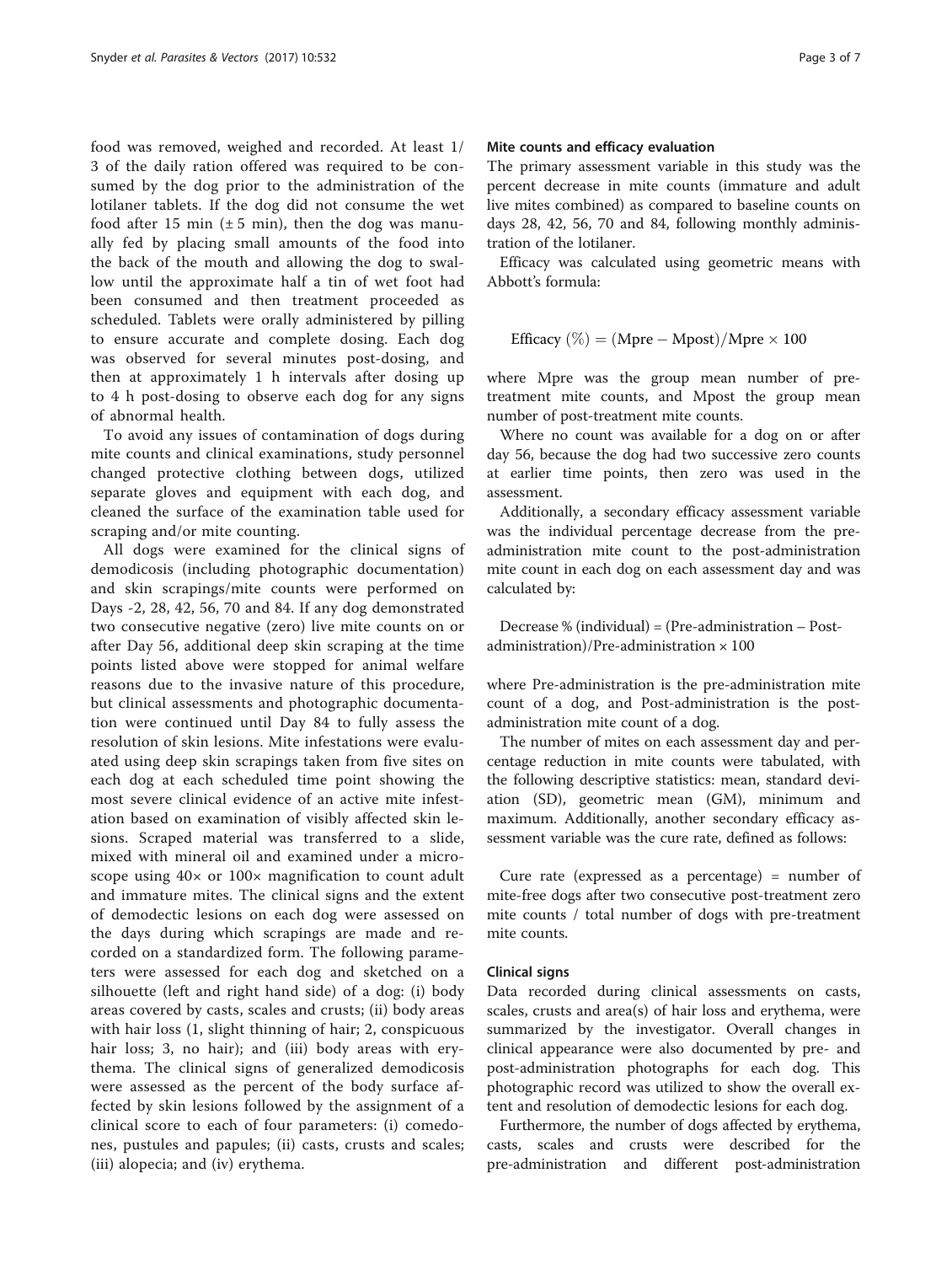food was removed, weighed and recorded. At least 1/3 of the daily ration offered was required to be consumed by the dog prior to the administration of the lotilaner tablets. If the dog did not consume the wet food after 15 min (± 5 min), then the dog was manually fed by placing small amounts of the food into the back of the mouth and allowing the dog to swallow until the approximate half a tin of wet foot had been consumed and then treatment proceeded as scheduled. Tablets were orally administered by pilling to ensure accurate and complete dosing. Each dog was observed for several minutes post-dosing, and then at approximately 1 h intervals after dosing up to 4 h post-dosing to observe each dog for any signs of abnormal health.

To avoid any issues of contamination of dogs during mite counts and clinical examinations, study personnel changed protective clothing between dogs, utilized separate gloves and equipment with each dog, and cleaned the surface of the examination table used for scraping and/or mite counting.

All dogs were examined for the clinical signs of demodicosis (including photographic documentation) and skin scrapings/mite counts were performed on Days -2, 28, 42, 56, 70 and 84. If any dog demonstrated two consecutive negative (zero) live mite counts on or after Day 56, additional deep skin scraping at the time points listed above were stopped for animal welfare reasons due to the invasive nature of this procedure, but clinical assessments and photographic documentation were continued until Day 84 to fully assess the resolution of skin lesions. Mite infestations were evaluated using deep skin scrapings taken from five sites on each dog at each scheduled time point showing the most severe clinical evidence of an active mite infestation based on examination of visibly affected skin lesions. Scraped material was transferred to a slide, mixed with mineral oil and examined under a microscope using 40× or 100× magnification to count adult and immature mites. The clinical signs and the extent of demodectic lesions on each dog were assessed on the days during which scrapings are made and recorded on a standardized form. The following parameters were assessed for each dog and sketched on a silhouette (left and right hand side) of a dog: (i) body areas covered by casts, scales and crusts; (ii) body areas with hair loss (1, slight thinning of hair; 2, conspicuous hair loss; 3, no hair); and (iii) body areas with erythema. The clinical signs of generalized demodicosis were assessed as the percent of the body surface affected by skin lesions followed by the assignment of a clinical score to each of four parameters: (i) comedones, pustules and papules; (ii) casts, crusts and scales; (iii) alopecia; and (iv) erythema.

### Mite counts and efficacy evaluation

The primary assessment variable in this study was the percent decrease in mite counts (immature and adult live mites combined) as compared to baseline counts on days 28, 42, 56, 70 and 84, following monthly administration of the lotilaner.

Efficacy was calculated using geometric means with Abbott's formula:

$$\text{Efficacy}\ (\%) = (\text{Mpre} - \text{Mpost})/\text{Mpre} \times 100$$

where Mpre was the group mean number of pre-treatment mite counts, and Mpost the group mean number of post-treatment mite counts.

Where no count was available for a dog on or after day 56, because the dog had two successive zero counts at earlier time points, then zero was used in the assessment.

Additionally, a secondary efficacy assessment variable was the individual percentage decrease from the pre-administration mite count to the post-administration mite count in each dog on each assessment day and was calculated by:

Decrease % (individual) = (Pre-administration – Post-administration)/Pre-administration × 100

where Pre-administration is the pre-administration mite count of a dog, and Post-administration is the post-administration mite count of a dog.

The number of mites on each assessment day and percentage reduction in mite counts were tabulated, with the following descriptive statistics: mean, standard deviation (SD), geometric mean (GM), minimum and maximum. Additionally, another secondary efficacy assessment variable was the cure rate, defined as follows:

Cure rate (expressed as a percentage) = number of mite-free dogs after two consecutive post-treatment zero mite counts / total number of dogs with pre-treatment mite counts.

### Clinical signs

Data recorded during clinical assessments on casts, scales, crusts and area(s) of hair loss and erythema, were summarized by the investigator. Overall changes in clinical appearance were also documented by pre- and post-administration photographs for each dog. This photographic record was utilized to show the overall extent and resolution of demodectic lesions for each dog.

Furthermore, the number of dogs affected by erythema, casts, scales and crusts were described for the pre-administration and different post-administration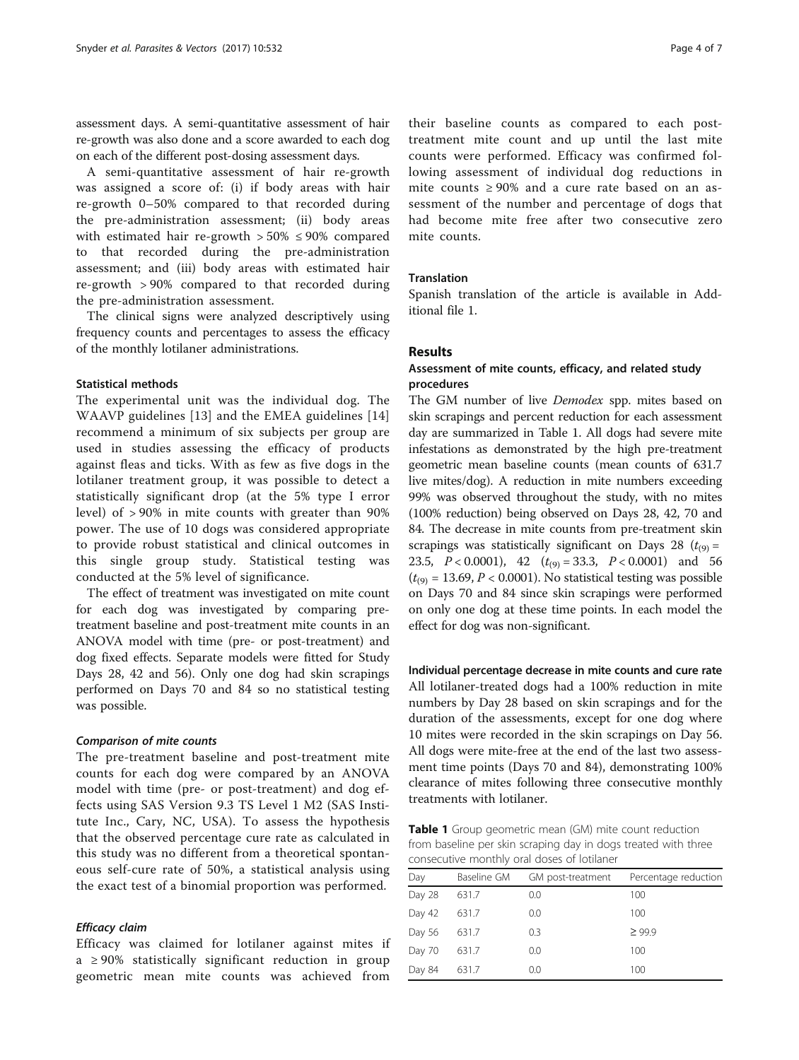assessment days. A semi-quantitative assessment of hair re-growth was also done and a score awarded to each dog on each of the different post-dosing assessment days.

A semi-quantitative assessment of hair re-growth was assigned a score of: (i) if body areas with hair re-growth 0–50% compared to that recorded during the pre-administration assessment; (ii) body areas with estimated hair re-growth > 50% ≤ 90% compared to that recorded during the pre-administration assessment; and (iii) body areas with estimated hair re-growth > 90% compared to that recorded during the pre-administration assessment.

The clinical signs were analyzed descriptively using frequency counts and percentages to assess the efficacy of the monthly lotilaner administrations.

### Statistical methods

The experimental unit was the individual dog. The WAAVP guidelines [13] and the EMEA guidelines [14] recommend a minimum of six subjects per group are used in studies assessing the efficacy of products against fleas and ticks. With as few as five dogs in the lotilaner treatment group, it was possible to detect a statistically significant drop (at the 5% type I error level) of > 90% in mite counts with greater than 90% power. The use of 10 dogs was considered appropriate to provide robust statistical and clinical outcomes in this single group study. Statistical testing was conducted at the 5% level of significance.

The effect of treatment was investigated on mite count for each dog was investigated by comparing pre-treatment baseline and post-treatment mite counts in an ANOVA model with time (pre- or post-treatment) and dog fixed effects. Separate models were fitted for Study Days 28, 42 and 56). Only one dog had skin scrapings performed on Days 70 and 84 so no statistical testing was possible.

#### *Comparison of mite counts*

The pre-treatment baseline and post-treatment mite counts for each dog were compared by an ANOVA model with time (pre- or post-treatment) and dog effects using SAS Version 9.3 TS Level 1 M2 (SAS Institute Inc., Cary, NC, USA). To assess the hypothesis that the observed percentage cure rate as calculated in this study was no different from a theoretical spontaneous self-cure rate of 50%, a statistical analysis using the exact test of a binomial proportion was performed.

#### *Efficacy claim*

Efficacy was claimed for lotilaner against mites if a ≥ 90% statistically significant reduction in group geometric mean mite counts was achieved from their baseline counts as compared to each post-treatment mite count and up until the last mite counts were performed. Efficacy was confirmed following assessment of individual dog reductions in mite counts ≥ 90% and a cure rate based on an assessment of the number and percentage of dogs that had become mite free after two consecutive zero mite counts.

### Translation

Spanish translation of the article is available in Additional file 1.

## Results

### Assessment of mite counts, efficacy, and related study procedures

The GM number of live *Demodex* spp. mites based on skin scrapings and percent reduction for each assessment day are summarized in Table 1. All dogs had severe mite infestations as demonstrated by the high pre-treatment geometric mean baseline counts (mean counts of 631.7 live mites/dog). A reduction in mite numbers exceeding 99% was observed throughout the study, with no mites (100% reduction) being observed on Days 28, 42, 70 and 84. The decrease in mite counts from pre-treatment skin scrapings was statistically significant on Days 28 ($t_{(9)} = 23.5$, $P < 0.0001$), 42 ($t_{(9)} = 33.3$, $P < 0.0001$) and 56 ($t_{(9)} = 13.69$, $P < 0.0001$). No statistical testing was possible on Days 70 and 84 since skin scrapings were performed on only one dog at these time points. In each model the effect for dog was non-significant.

### Individual percentage decrease in mite counts and cure rate

All lotilaner-treated dogs had a 100% reduction in mite numbers by Day 28 based on skin scrapings and for the duration of the assessments, except for one dog where 10 mites were recorded in the skin scrapings on Day 56. All dogs were mite-free at the end of the last two assessment time points (Days 70 and 84), demonstrating 100% clearance of mites following three consecutive monthly treatments with lotilaner.

**Table 1** Group geometric mean (GM) mite count reduction from baseline per skin scraping day in dogs treated with three consecutive monthly oral doses of lotilaner

| Day | Baseline GM | GM post-treatment | Percentage reduction |
| --- | --- | --- | --- |
| Day 28 | 631.7 | 0.0 | 100 |
| Day 42 | 631.7 | 0.0 | 100 |
| Day 56 | 631.7 | 0.3 | ≥ 99.9 |
| Day 70 | 631.7 | 0.0 | 100 |
| Day 84 | 631.7 | 0.0 | 100 |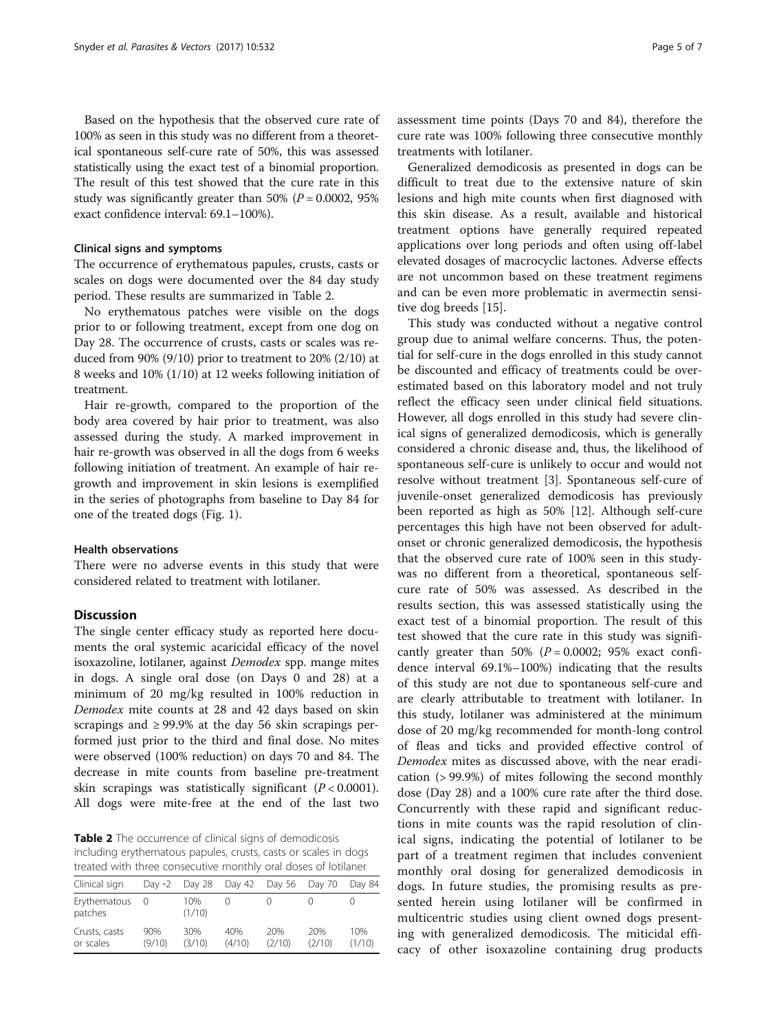Based on the hypothesis that the observed cure rate of 100% as seen in this study was no different from a theoretical spontaneous self-cure rate of 50%, this was assessed statistically using the exact test of a binomial proportion. The result of this test showed that the cure rate in this study was significantly greater than 50% ($P = 0.0002$, 95% exact confidence interval: 69.1–100%).

### Clinical signs and symptoms

The occurrence of erythematous papules, crusts, casts or scales on dogs were documented over the 84 day study period. These results are summarized in Table 2.

No erythematous patches were visible on the dogs prior to or following treatment, except from one dog on Day 28. The occurrence of crusts, casts or scales was reduced from 90% (9/10) prior to treatment to 20% (2/10) at 8 weeks and 10% (1/10) at 12 weeks following initiation of treatment.

Hair re-growth, compared to the proportion of the body area covered by hair prior to treatment, was also assessed during the study. A marked improvement in hair re-growth was observed in all the dogs from 6 weeks following initiation of treatment. An example of hair re-growth and improvement in skin lesions is exemplified in the series of photographs from baseline to Day 84 for one of the treated dogs (Fig. 1).

### Health observations

There were no adverse events in this study that were considered related to treatment with lotilaner.

## Discussion

The single center efficacy study as reported here documents the oral systemic acaricidal efficacy of the novel isoxazoline, lotilaner, against *Demodex* spp. mange mites in dogs. A single oral dose (on Days 0 and 28) at a minimum of 20 mg/kg resulted in 100% reduction in *Demodex* mite counts at 28 and 42 days based on skin scrapings and ≥ 99.9% at the day 56 skin scrapings performed just prior to the third and final dose. No mites were observed (100% reduction) on days 70 and 84. The decrease in mite counts from baseline pre-treatment skin scrapings was statistically significant ($P < 0.0001$). All dogs were mite-free at the end of the last two assessment time points (Days 70 and 84), therefore the cure rate was 100% following three consecutive monthly treatments with lotilaner.

**Table 2** The occurrence of clinical signs of demodicosis including erythematous papules, crusts, casts or scales in dogs treated with three consecutive monthly oral doses of lotilaner

| Clinical sign | Day -2 | Day 28 | Day 42 | Day 56 | Day 70 | Day 84 |
|---|---|---|---|---|---|---|
| Erythematous patches | 0 | 10% (1/10) | 0 | 0 | 0 | 0 |
| Crusts, casts or scales | 90% (9/10) | 30% (3/10) | 40% (4/10) | 20% (2/10) | 20% (2/10) | 10% (1/10) |

Generalized demodicosis as presented in dogs can be difficult to treat due to the extensive nature of skin lesions and high mite counts when first diagnosed with this skin disease. As a result, available and historical treatment options have generally required repeated applications over long periods and often using off-label elevated dosages of macrocyclic lactones. Adverse effects are not uncommon based on these treatment regimens and can be even more problematic in avermectin sensitive dog breeds [15].

This study was conducted without a negative control group due to animal welfare concerns. Thus, the potential for self-cure in the dogs enrolled in this study cannot be discounted and efficacy of treatments could be overestimated based on this laboratory model and not truly reflect the efficacy seen under clinical field situations. However, all dogs enrolled in this study had severe clinical signs of generalized demodicosis, which is generally considered a chronic disease and, thus, the likelihood of spontaneous self-cure is unlikely to occur and would not resolve without treatment [3]. Spontaneous self-cure of juvenile-onset generalized demodicosis has previously been reported as high as 50% [12]. Although self-cure percentages this high have not been observed for adult-onset or chronic generalized demodicosis, the hypothesis that the observed cure rate of 100% seen in this study was no different from a theoretical, spontaneous self-cure rate of 50% was assessed. As described in the results section, this was assessed statistically using the exact test of a binomial proportion. The result of this test showed that the cure rate in this study was significantly greater than 50% ($P = 0.0002$; 95% exact confidence interval 69.1%–100%) indicating that the results of this study are not due to spontaneous self-cure and are clearly attributable to treatment with lotilaner. In this study, lotilaner was administered at the minimum dose of 20 mg/kg recommended for month-long control of fleas and ticks and provided effective control of *Demodex* mites as discussed above, with the near eradication (> 99.9%) of mites following the second monthly dose (Day 28) and a 100% cure rate after the third dose. Concurrently with these rapid and significant reductions in mite counts was the rapid resolution of clinical signs, indicating the potential of lotilaner to be part of a treatment regimen that includes convenient monthly oral dosing for generalized demodicosis in dogs. In future studies, the promising results as presented herein using lotilaner will be confirmed in multicentric studies using client owned dogs presenting with generalized demodicosis. The miticidal efficacy of other isoxazoline containing drug products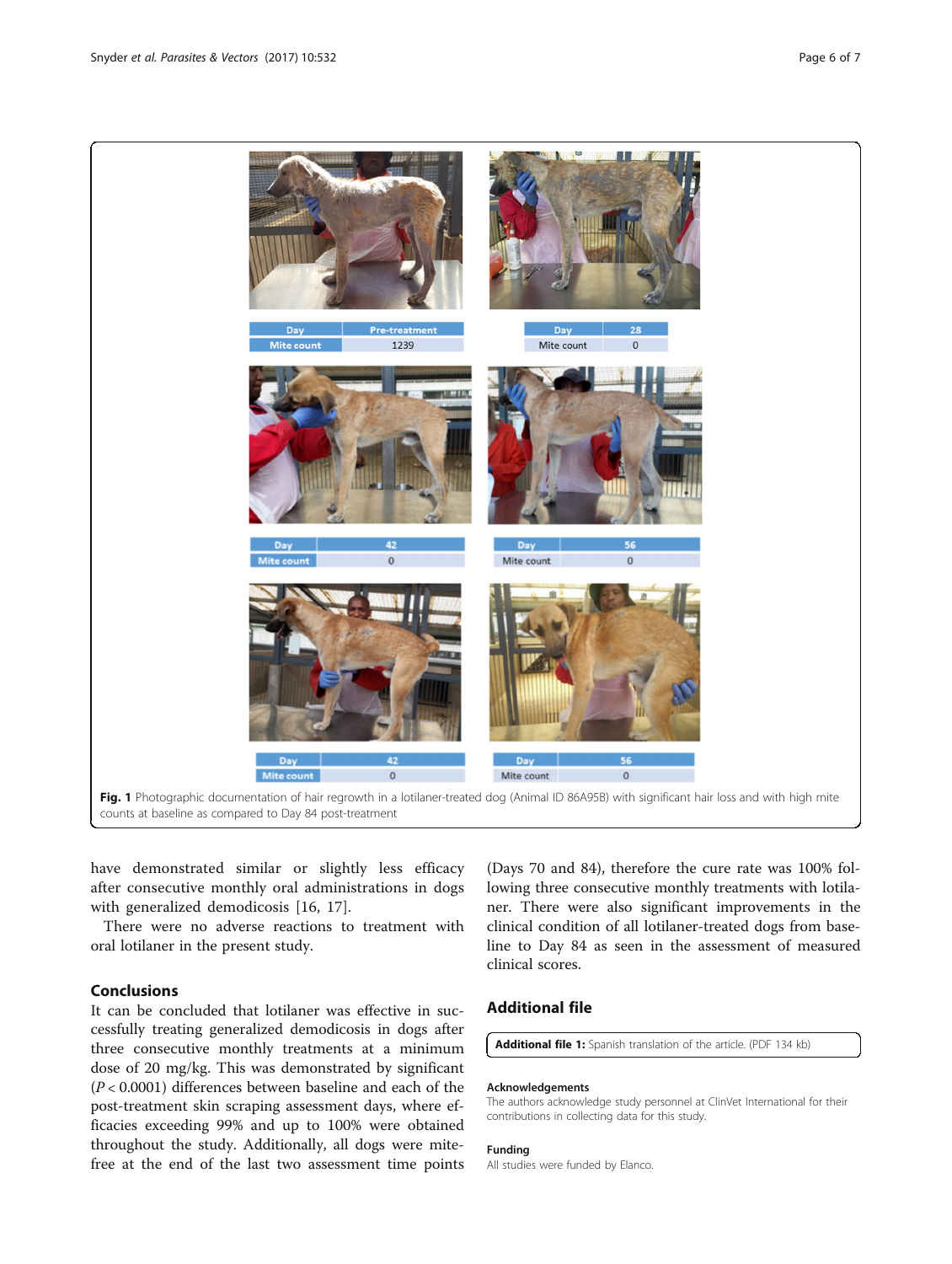| Day | Pre-treatment |
|---|---|
| Mite count | 1239 |

| Day | 28 |
|---|---|
| Mite count | 0 |

| Day | 42 |
|---|---|
| Mite count | 0 |

| Day | 56 |
|---|---|
| Mite count | 0 |

| Day | 42 |
|---|---|
| Mite count | 0 |

| Day | 56 |
|---|---|
| Mite count | 0 |

**Fig. 1** Photographic documentation of hair regrowth in a lotilaner-treated dog (Animal ID 86A95B) with significant hair loss and with high mite counts at baseline as compared to Day 84 post-treatment

have demonstrated similar or slightly less efficacy after consecutive monthly oral administrations in dogs with generalized demodicosis [16, 17].

There were no adverse reactions to treatment with oral lotilaner in the present study.

## Conclusions

It can be concluded that lotilaner was effective in successfully treating generalized demodicosis in dogs after three consecutive monthly treatments at a minimum dose of 20 mg/kg. This was demonstrated by significant ($P < 0.0001$) differences between baseline and each of the post-treatment skin scraping assessment days, where efficacies exceeding 99% and up to 100% were obtained throughout the study. Additionally, all dogs were mite-free at the end of the last two assessment time points (Days 70 and 84), therefore the cure rate was 100% following three consecutive monthly treatments with lotilaner. There were also significant improvements in the clinical condition of all lotilaner-treated dogs from baseline to Day 84 as seen in the assessment of measured clinical scores.

## Additional file

**Additional file 1:** Spanish translation of the article. (PDF 134 kb)

### Acknowledgements

The authors acknowledge study personnel at ClinVet International for their contributions in collecting data for this study.

### Funding

All studies were funded by Elanco.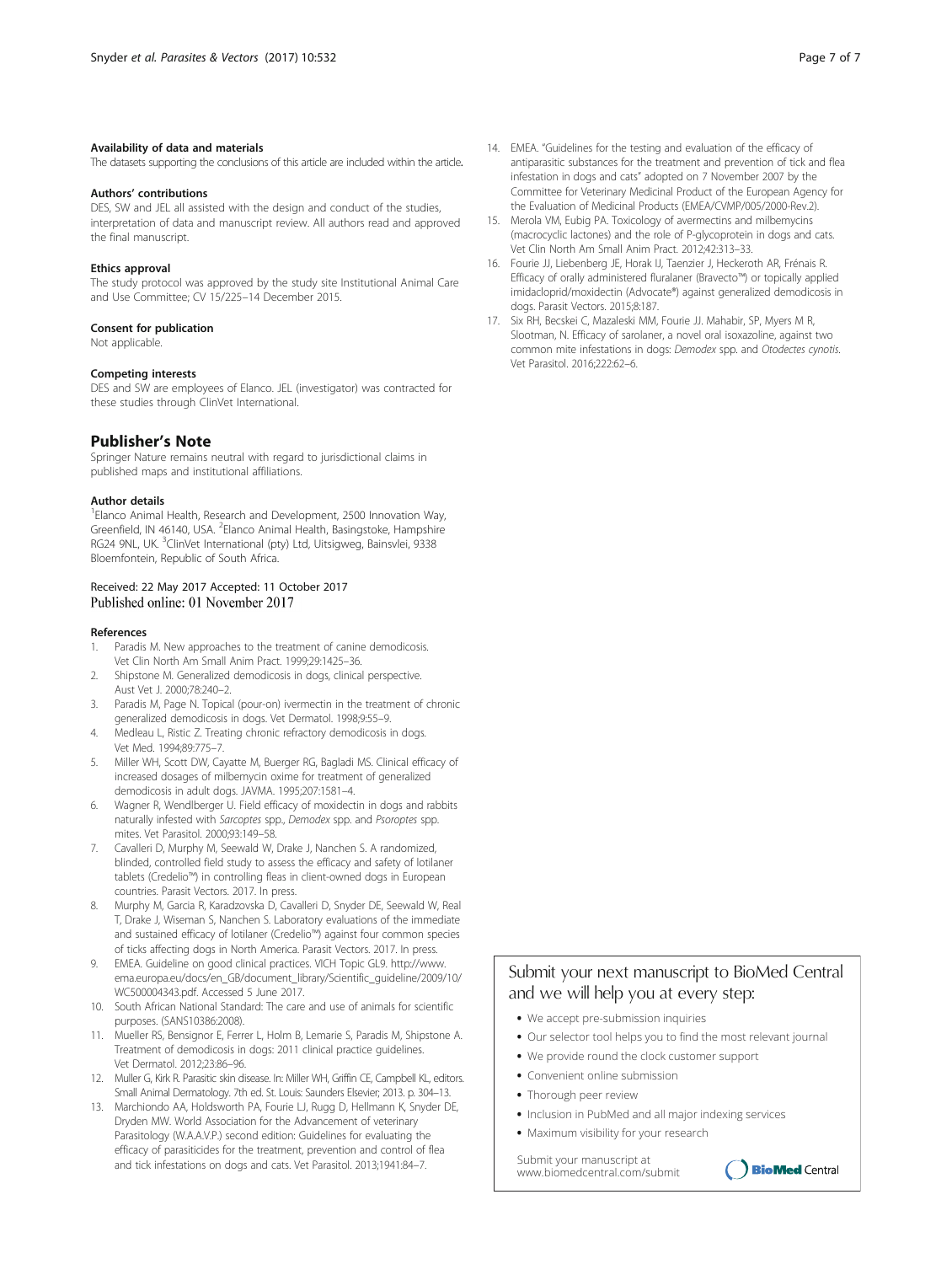### Availability of data and materials

The datasets supporting the conclusions of this article are included within the article.

### Authors' contributions

DES, SW and JEL all assisted with the design and conduct of the studies, interpretation of data and manuscript review. All authors read and approved the final manuscript.

### Ethics approval

The study protocol was approved by the study site Institutional Animal Care and Use Committee; CV 15/225–14 December 2015.

### Consent for publication

Not applicable.

### Competing interests

DES and SW are employees of Elanco. JEL (investigator) was contracted for these studies through ClinVet International.

## Publisher's Note

Springer Nature remains neutral with regard to jurisdictional claims in published maps and institutional affiliations.

### Author details

[1]Elanco Animal Health, Research and Development, 2500 Innovation Way, Greenfield, IN 46140, USA. [2]Elanco Animal Health, Basingstoke, Hampshire RG24 9NL, UK. [3]ClinVet International (pty) Ltd, Uitsigweg, Bainsvlei, 9338 Bloemfontein, Republic of South Africa.

Received: 22 May 2017 Accepted: 11 October 2017
Published online: 01 November 2017

### References

1. Paradis M. New approaches to the treatment of canine demodicosis. Vet Clin North Am Small Anim Pract. 1999;29:1425–36.
2. Shipstone M. Generalized demodicosis in dogs, clinical perspective. Aust Vet J. 2000;78:240–2.
3. Paradis M, Page N. Topical (pour-on) ivermectin in the treatment of chronic generalized demodicosis in dogs. Vet Dermatol. 1998;9:55–9.
4. Medleau L, Ristic Z. Treating chronic refractory demodicosis in dogs. Vet Med. 1994;89:775–7.
5. Miller WH, Scott DW, Cayatte M, Buerger RG, Bagladi MS. Clinical efficacy of increased dosages of milbemycin oxime for treatment of generalized demodicosis in adult dogs. JAVMA. 1995;207:1581–4.
6. Wagner R, Wendlberger U. Field efficacy of moxidectin in dogs and rabbits naturally infested with *Sarcoptes* spp., *Demodex* spp. and *Psoroptes* spp. mites. Vet Parasitol. 2000;93:149–58.
7. Cavalleri D, Murphy M, Seewald W, Drake J, Nanchen S. A randomized, blinded, controlled field study to assess the efficacy and safety of lotilaner tablets (Credelio™) in controlling fleas in client-owned dogs in European countries. Parasit Vectors. 2017. In press.
8. Murphy M, Garcia R, Karadzovska D, Cavalleri D, Snyder DE, Seewald W, Real T, Drake J, Wiseman S, Nanchen S. Laboratory evaluations of the immediate and sustained efficacy of lotilaner (Credelio™) against four common species of ticks affecting dogs in North America. Parasit Vectors. 2017. In press.
9. EMEA. Guideline on good clinical practices. VICH Topic GL9. http://www.ema.europa.eu/docs/en_GB/document_library/Scientific_guideline/2009/10/WC500004343.pdf. Accessed 5 June 2017.
10. South African National Standard: The care and use of animals for scientific purposes. (SANS10386:2008).
11. Mueller RS, Bensignor E, Ferrer L, Holm B, Lemarie S, Paradis M, Shipstone A. Treatment of demodicosis in dogs: 2011 clinical practice guidelines. Vet Dermatol. 2012;23:86–96.
12. Muller G, Kirk R. Parasitic skin disease. In: Miller WH, Griffin CE, Campbell KL, editors. Small Animal Dermatology. 7th ed. St. Louis: Saunders Elsevier; 2013. p. 304–13.
13. Marchiondo AA, Holdsworth PA, Fourie LJ, Rugg D, Hellmann K, Snyder DE, Dryden MW. World Association for the Advancement of veterinary Parasitology (W.A.A.V.P.) second edition: Guidelines for evaluating the efficacy of parasiticides for the treatment, prevention and control of flea and tick infestations on dogs and cats. Vet Parasitol. 2013;1941:84–7.
14. EMEA. "Guidelines for the testing and evaluation of the efficacy of antiparasitic substances for the treatment and prevention of tick and flea infestation in dogs and cats" adopted on 7 November 2007 by the Committee for Veterinary Medicinal Product of the European Agency for the Evaluation of Medicinal Products (EMEA/CVMP/005/2000-Rev.2).
15. Merola VM, Eubig PA. Toxicology of avermectins and milbemycins (macrocyclic lactones) and the role of P-glycoprotein in dogs and cats. Vet Clin North Am Small Anim Pract. 2012;42:313–33.
16. Fourie JJ, Liebenberg JE, Horak IJ, Taenzier J, Heckeroth AR, Frénais R. Efficacy of orally administered fluralaner (Bravecto™) or topically applied imidacloprid/moxidectin (Advocate®) against generalized demodicosis in dogs. Parasit Vectors. 2015;8:187.
17. Six RH, Becskei C, Mazaleski MM, Fourie JJ. Mahabir, SP, Myers M R, Slootman, N. Efficacy of sarolaner, a novel oral isoxazoline, against two common mite infestations in dogs: *Demodex* spp. and *Otodectes cynotis*. Vet Parasitol. 2016;222:62–6.

Submit your next manuscript to BioMed Central and we will help you at every step:

- We accept pre-submission inquiries
- Our selector tool helps you to find the most relevant journal
- We provide round the clock customer support
- Convenient online submission
- Thorough peer review
- Inclusion in PubMed and all major indexing services
- Maximum visibility for your research

Submit your manuscript at www.biomedcentral.com/submit